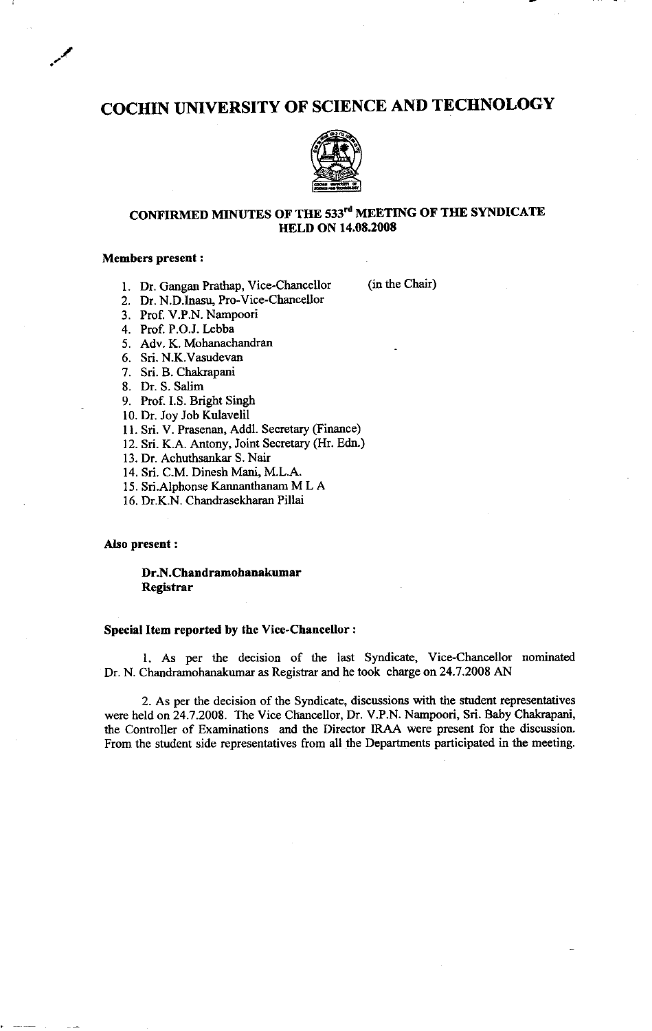# COCHIN UNIVERSITY OF SCIENCE AND TECHNOLOGY

## CONFIRMED MINUTES OF THE 533rd MEETING OF THE SYNDICATE HELD ON 14.08.2008

**Members present :**

1. Dr. Gangan Prathap, Vice-Chancellor (in the Chair)
2. Dr. N.D.Inasu, Pro-Vice-Chancellor
3. Prof. V.P.N. Nampoori
4. Prof. P.O.J. Lebba
5. Adv. K. Mohanachandran
6. Sri. N.K.Vasudevan
7. Sri. B. Chakrapani
8. Dr. S. Salim
9. Prof. I.S. Bright Singh
10. Dr. Joy Job Kulavelil
11. Sri. V. Prasenan, Addl. Secretary (Finance)
12. Sri. K.A. Antony, Joint Secretary (Hr. Edn.)
13. Dr. Achuthsankar S. Nair
14. Sri. C.M. Dinesh Mani, M.L.A.
15. Sri.Alphonse Kannanthanam M L A
16. Dr.K.N. Chandrasekharan Pillai

**Also present :**

**Dr.N.Chandramohanakumar**
**Registrar**

**Special Item reported by the Vice-Chancellor :**

1. As per the decision of the last Syndicate, Vice-Chancellor nominated Dr. N. Chandramohanakumar as Registrar and he took charge on 24.7.2008 AN

2. As per the decision of the Syndicate, discussions with the student representatives were held on 24.7.2008. The Vice Chancellor, Dr. V.P.N. Nampoori, Sri. Baby Chakrapani, the Controller of Examinations and the Director IRAA were present for the discussion. From the student side representatives from all the Departments participated in the meeting.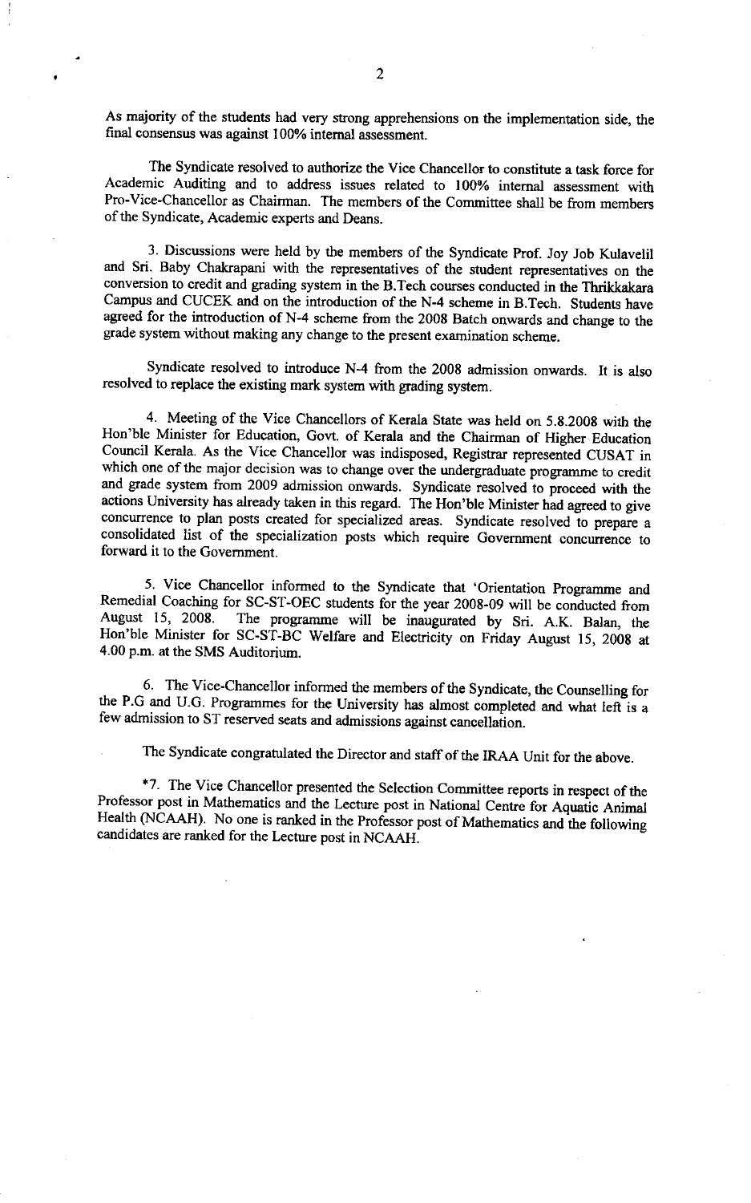As majority of the students had very strong apprehensions on the implementation side, the final consensus was against 100% internal assessment.

The Syndicate resolved to authorize the Vice Chancellor to constitute a task force for Academic Auditing and to address issues related to 100% internal assessment with Pro-Vice-Chancellor as Chairman. The members of the Committee shall be from members of the Syndicate, Academic experts and Deans.

3. Discussions were held by the members of the Syndicate Prof. Joy Job Kulavelil and Sri. Baby Chakrapani with the representatives of the student representatives on the conversion to credit and grading system in the B.Tech courses conducted in the Thrikkakara Campus and CUCEK and on the introduction of the N-4 scheme in B.Tech. Students have agreed for the introduction of N-4 scheme from the 2008 Batch onwards and change to the grade system without making any change to the present examination scheme.

Syndicate resolved to introduce N-4 from the 2008 admission onwards. It is also resolved to replace the existing mark system with grading system.

4. Meeting of the Vice Chancellors of Kerala State was held on 5.8.2008 with the Hon'ble Minister for Education, Govt. of Kerala and the Chairman of Higher Education Council Kerala. As the Vice Chancellor was indisposed, Registrar represented CUSAT in which one of the major decision was to change over the undergraduate programme to credit and grade system from 2009 admission onwards. Syndicate resolved to proceed with the actions University has already taken in this regard. The Hon'ble Minister had agreed to give concurrence to plan posts created for specialized areas. Syndicate resolved to prepare a consolidated list of the specialization posts which require Government concurrence to forward it to the Government.

5. Vice Chancellor informed to the Syndicate that 'Orientation Programme and Remedial Coaching for SC-ST-OEC students for the year 2008-09 will be conducted from August 15, 2008. The programme will be inaugurated by Sri. A.K. Balan, the Hon'ble Minister for SC-ST-BC Welfare and Electricity on Friday August 15, 2008 at 4.00 p.m. at the SMS Auditorium.

6. The Vice-Chancellor informed the members of the Syndicate, the Counselling for the P.G and U.G. Programmes for the University has almost completed and what left is a few admission to ST reserved seats and admissions against cancellation.

The Syndicate congratulated the Director and staff of the IRAA Unit for the above.

*7. The Vice Chancellor presented the Selection Committee reports in respect of the Professor post in Mathematics and the Lecture post in National Centre for Aquatic Animal Health (NCAAH). No one is ranked in the Professor post of Mathematics and the following candidates are ranked for the Lecture post in NCAAH.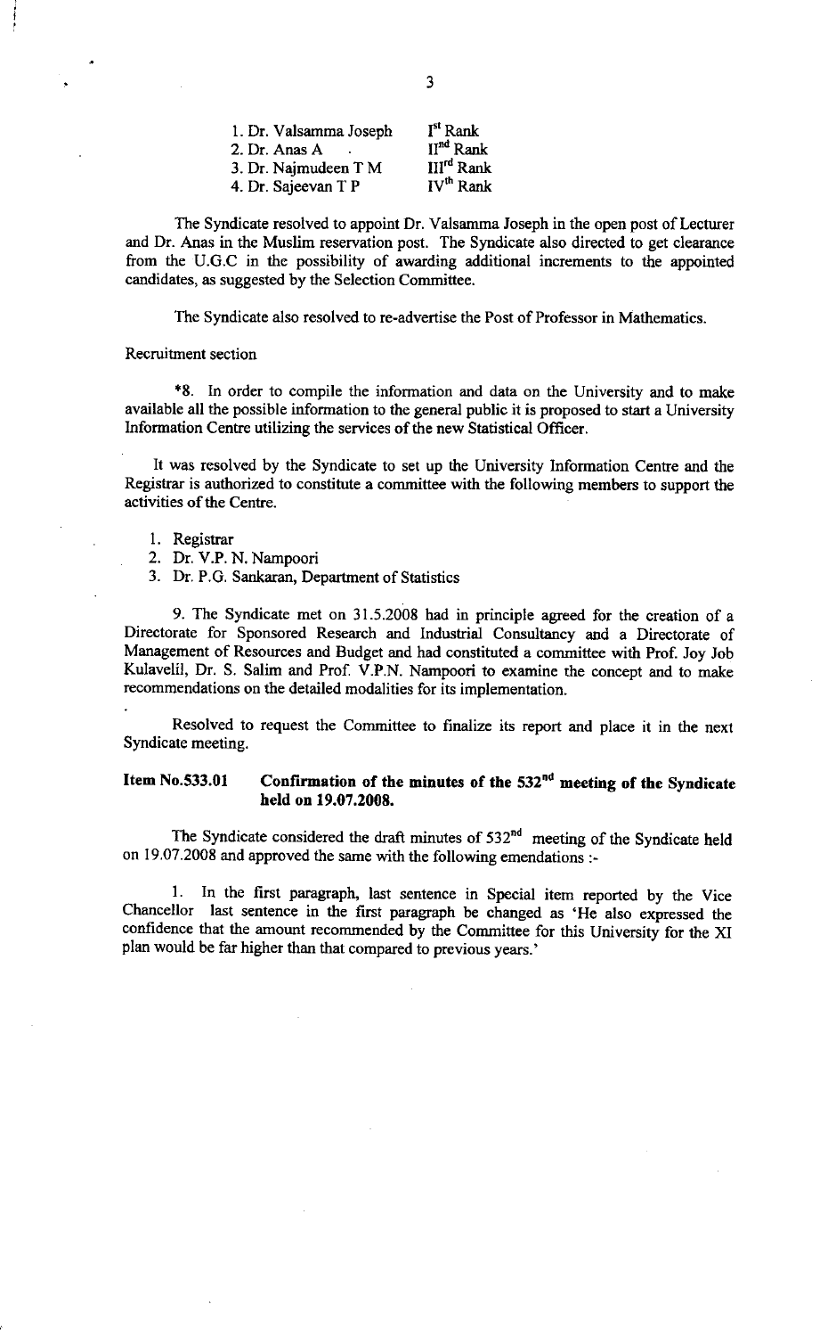| | |
|---|---|
| 1. Dr. Valsamma Joseph | Ist Rank |
| 2. Dr. Anas A | IInd Rank |
| 3. Dr. Najmudeen T M | IIIrd Rank |
| 4. Dr. Sajeevan T P | IVth Rank |

The Syndicate resolved to appoint Dr. Valsamma Joseph in the open post of Lecturer and Dr. Anas in the Muslim reservation post. The Syndicate also directed to get clearance from the U.G.C in the possibility of awarding additional increments to the appointed candidates, as suggested by the Selection Committee.

The Syndicate also resolved to re-advertise the Post of Professor in Mathematics.

Recruitment section

*8. In order to compile the information and data on the University and to make available all the possible information to the general public it is proposed to start a University Information Centre utilizing the services of the new Statistical Officer.

It was resolved by the Syndicate to set up the University Information Centre and the Registrar is authorized to constitute a committee with the following members to support the activities of the Centre.

1. Registrar
2. Dr. V.P. N. Nampoori
3. Dr. P.G. Sankaran, Department of Statistics

9. The Syndicate met on 31.5.2008 had in principle agreed for the creation of a Directorate for Sponsored Research and Industrial Consultancy and a Directorate of Management of Resources and Budget and had constituted a committee with Prof. Joy Job Kulavelil, Dr. S. Salim and Prof. V.P.N. Nampoori to examine the concept and to make recommendations on the detailed modalities for its implementation.

Resolved to request the Committee to finalize its report and place it in the next Syndicate meeting.

**Item No.533.01 Confirmation of the minutes of the 532nd meeting of the Syndicate held on 19.07.2008.**

The Syndicate considered the draft minutes of 532nd meeting of the Syndicate held on 19.07.2008 and approved the same with the following emendations :-

1. In the first paragraph, last sentence in Special item reported by the Vice Chancellor last sentence in the first paragraph be changed as 'He also expressed the confidence that the amount recommended by the Committee for this University for the XI plan would be far higher than that compared to previous years.'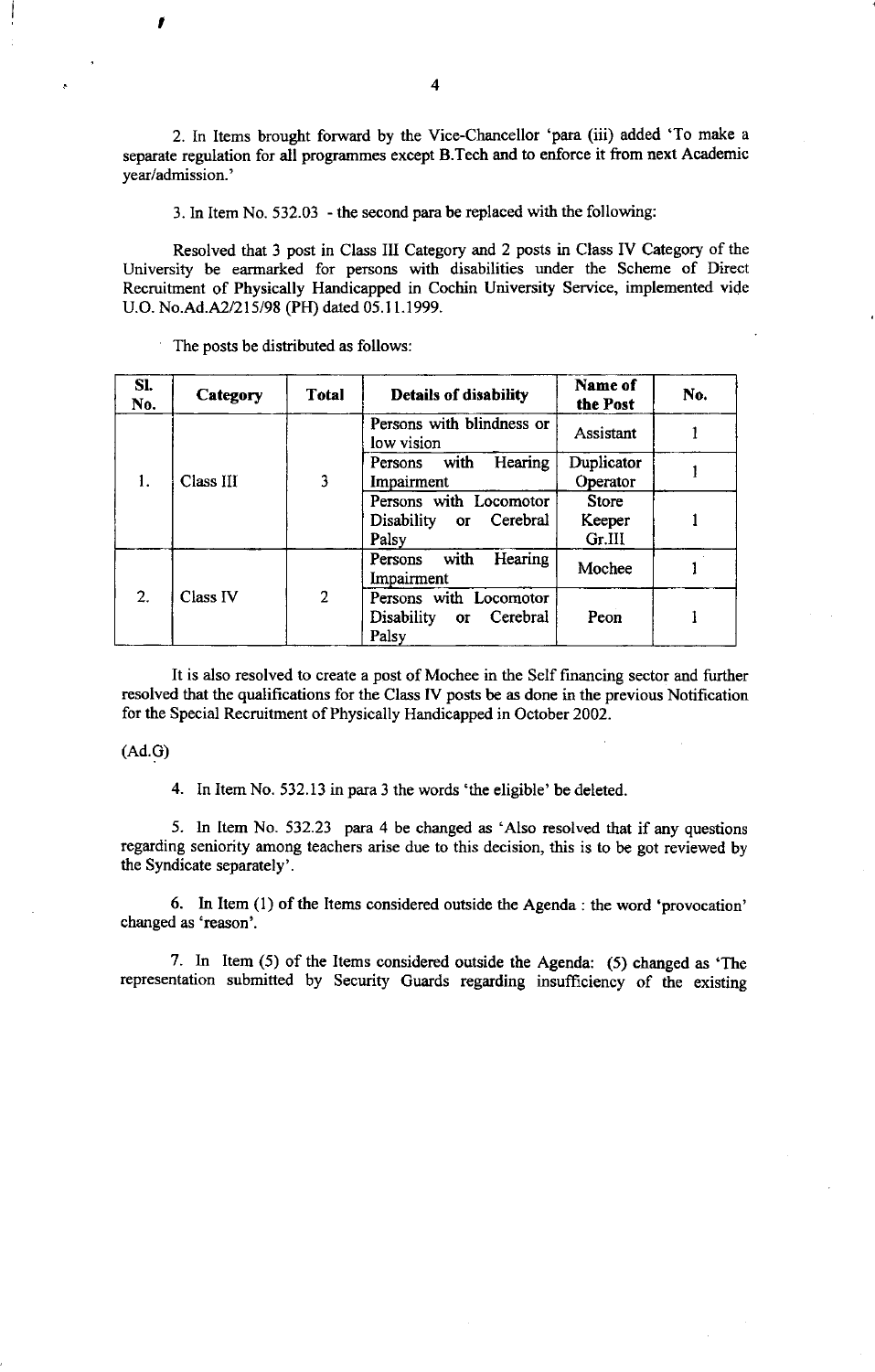2. In Items brought forward by the Vice-Chancellor 'para (iii) added 'To make a separate regulation for all programmes except B.Tech and to enforce it from next Academic year/admission.'

3. In Item No. 532.03 - the second para be replaced with the following:

Resolved that 3 post in Class III Category and 2 posts in Class IV Category of the University be earmarked for persons with disabilities under the Scheme of Direct Recruitment of Physically Handicapped in Cochin University Service, implemented vide U.O. No.Ad.A2/215/98 (PH) dated 05.11.1999.

The posts be distributed as follows:

| Sl. No. | Category | Total | Details of disability | Name of the Post | No. |
|---|---|---|---|---|---|
| 1. | Class III | 3 | Persons with blindness or low vision | Assistant | 1 |
| | | | Persons with Hearing Impairment | Duplicator Operator | 1 |
| | | | Persons with Locomotor Disability or Cerebral Palsy | Store Keeper Gr.III | 1 |
| 2. | Class IV | 2 | Persons with Hearing Impairment | Mochee | 1 |
| | | | Persons with Locomotor Disability or Cerebral Palsy | Peon | 1 |

It is also resolved to create a post of Mochee in the Self financing sector and further resolved that the qualifications for the Class IV posts be as done in the previous Notification for the Special Recruitment of Physically Handicapped in October 2002.

(Ad.G)

4. In Item No. 532.13 in para 3 the words 'the eligible' be deleted.

5. In Item No. 532.23 para 4 be changed as 'Also resolved that if any questions regarding seniority among teachers arise due to this decision, this is to be got reviewed by the Syndicate separately'.

6. In Item (1) of the Items considered outside the Agenda : the word 'provocation' changed as 'reason'.

7. In Item (5) of the Items considered outside the Agenda: (5) changed as 'The representation submitted by Security Guards regarding insufficiency of the existing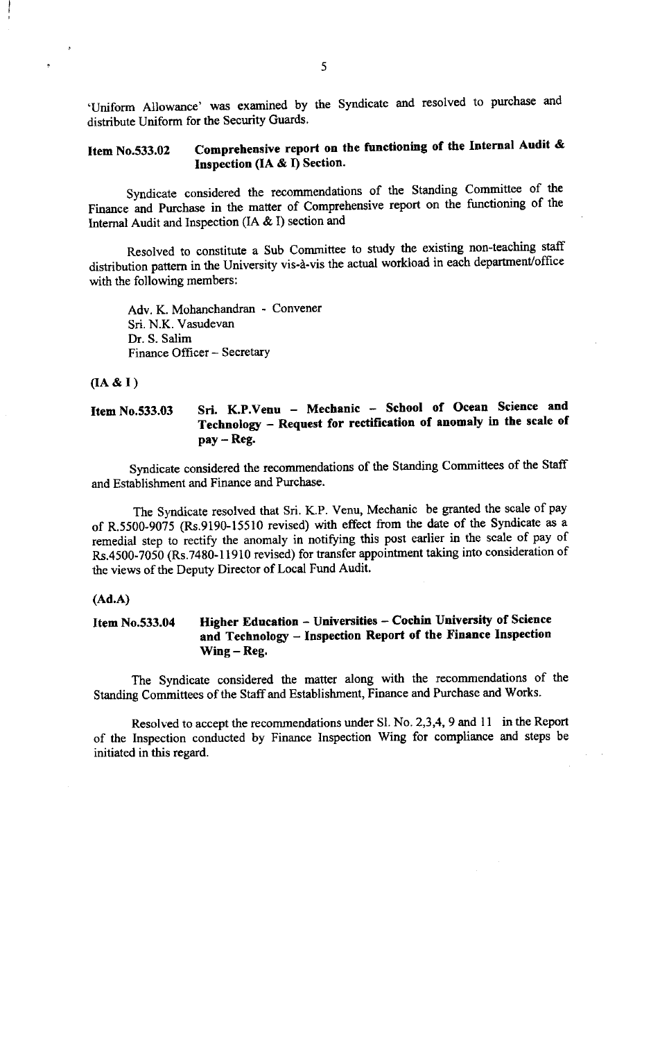'Uniform Allowance' was examined by the Syndicate and resolved to purchase and distribute Uniform for the Security Guards.

**Item No.533.02 Comprehensive report on the functioning of the Internal Audit & Inspection (IA & I) Section.**

Syndicate considered the recommendations of the Standing Committee of the Finance and Purchase in the matter of Comprehensive report on the functioning of the Internal Audit and Inspection (IA & I) section and

Resolved to constitute a Sub Committee to study the existing non-teaching staff distribution pattern in the University vis-à-vis the actual workload in each department/office with the following members:

Adv. K. Mohanchandran - Convener
Sri. N.K. Vasudevan
Dr. S. Salim
Finance Officer – Secretary

**(IA & I )**

**Item No.533.03 Sri. K.P.Venu – Mechanic – School of Ocean Science and Technology – Request for rectification of anomaly in the scale of pay – Reg.**

Syndicate considered the recommendations of the Standing Committees of the Staff and Establishment and Finance and Purchase.

The Syndicate resolved that Sri. K.P. Venu, Mechanic be granted the scale of pay of R.5500-9075 (Rs.9190-15510 revised) with effect from the date of the Syndicate as a remedial step to rectify the anomaly in notifying this post earlier in the scale of pay of Rs.4500-7050 (Rs.7480-11910 revised) for transfer appointment taking into consideration of the views of the Deputy Director of Local Fund Audit.

**(Ad.A)**

**Item No.533.04 Higher Education – Universities – Cochin University of Science and Technology – Inspection Report of the Finance Inspection Wing – Reg.**

The Syndicate considered the matter along with the recommendations of the Standing Committees of the Staff and Establishment, Finance and Purchase and Works.

Resolved to accept the recommendations under Sl. No. 2,3,4, 9 and 11 in the Report of the Inspection conducted by Finance Inspection Wing for compliance and steps be initiated in this regard.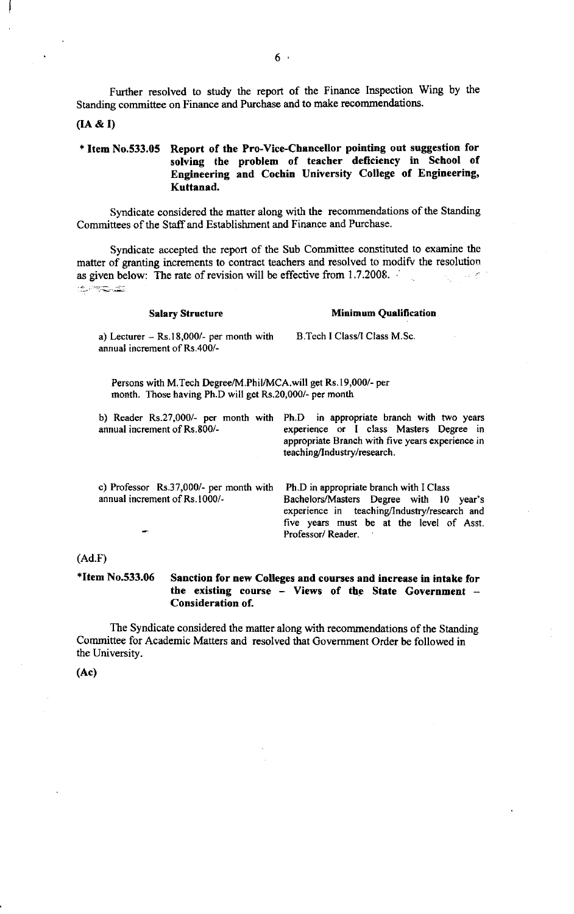Further resolved to study the report of the Finance Inspection Wing by the Standing committee on Finance and Purchase and to make recommendations.

**(IA & I)**

**\* Item No.533.05 Report of the Pro-Vice-Chancellor pointing out suggestion for solving the problem of teacher deficiency in School of Engineering and Cochin University College of Engineering, Kuttanad.**

Syndicate considered the matter along with the recommendations of the Standing Committees of the Staff and Establishment and Finance and Purchase.

Syndicate accepted the report of the Sub Committee constituted to examine the matter of granting increments to contract teachers and resolved to modify the resolution as given below: The rate of revision will be effective from 1.7.2008.

| Salary Structure | Minimum Qualification |
|---|---|
| a) Lecturer – Rs.18,000/- per month with annual increment of Rs.400/- | B.Tech I Class/I Class M.Sc. |
| Persons with M.Tech Degree/M.Phil/MCA.will get Rs.19,000/- per month. Those having Ph.D will get Rs.20,000/- per month | |
| b) Reader Rs.27,000/- per month with annual increment of Rs.800/- | Ph.D in appropriate branch with two years experience or I class Masters Degree in appropriate Branch with five years experience in teaching/Industry/research. |
| c) Professor Rs.37,000/- per month with annual increment of Rs.1000/- | Ph.D in appropriate branch with I Class Bachelors/Masters Degree with 10 year's experience in teaching/Industry/research and five years must be at the level of Asst. Professor/ Reader. |

(Ad.F)

**\*Item No.533.06 Sanction for new Colleges and courses and increase in intake for the existing course – Views of the State Government – Consideration of.**

The Syndicate considered the matter along with recommendations of the Standing Committee for Academic Matters and resolved that Government Order be followed in the University.

**(Ac)**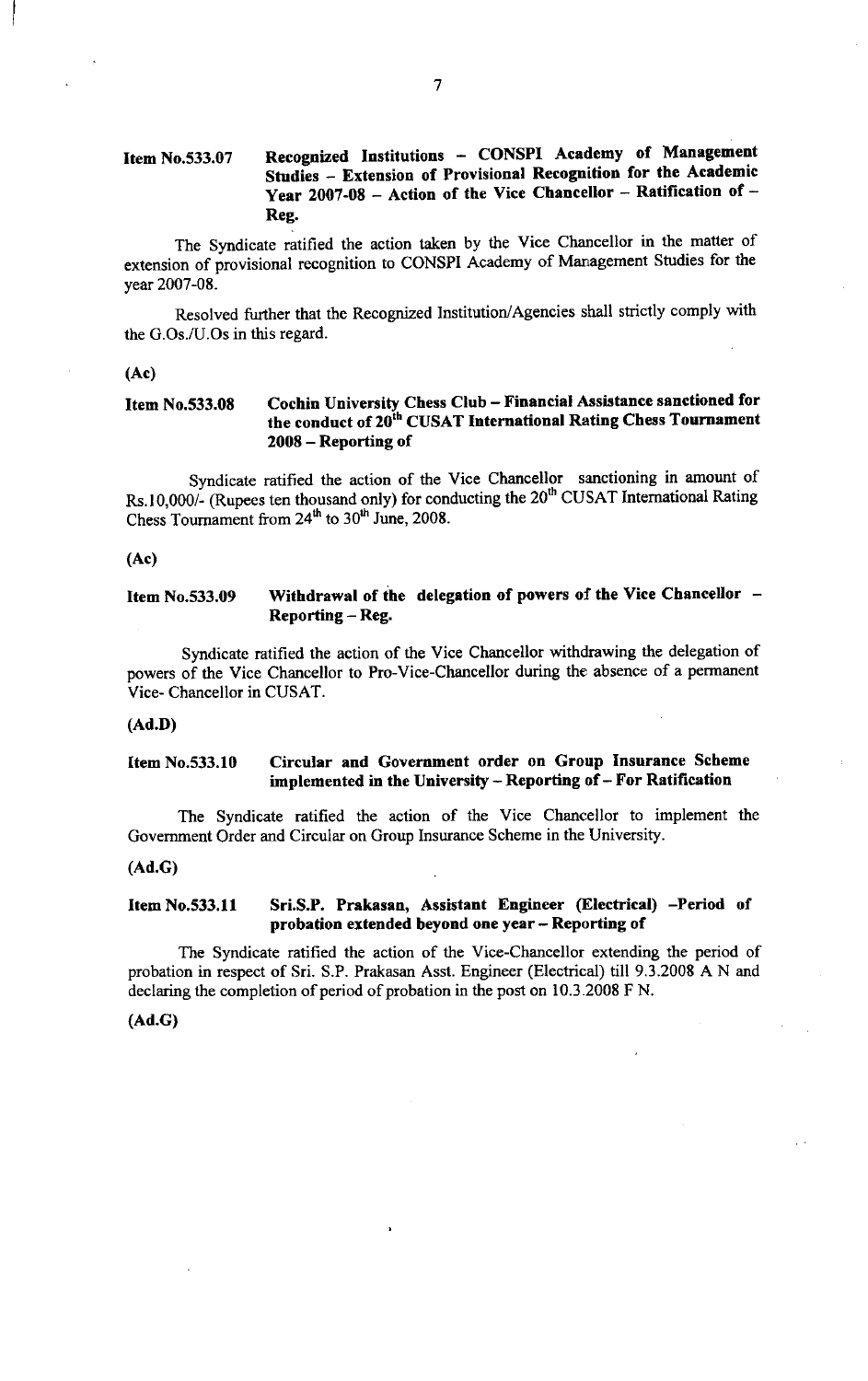**Item No.533.07 Recognized Institutions – CONSPI Academy of Management Studies – Extension of Provisional Recognition for the Academic Year 2007-08 – Action of the Vice Chancellor – Ratification of – Reg.**

The Syndicate ratified the action taken by the Vice Chancellor in the matter of extension of provisional recognition to CONSPI Academy of Management Studies for the year 2007-08.

Resolved further that the Recognized Institution/Agencies shall strictly comply with the G.Os./U.Os in this regard.

**(Ac)**

**Item No.533.08 Cochin University Chess Club – Financial Assistance sanctioned for the conduct of 20th CUSAT International Rating Chess Tournament 2008 – Reporting of**

Syndicate ratified the action of the Vice Chancellor sanctioning in amount of Rs.10,000/- (Rupees ten thousand only) for conducting the 20th CUSAT International Rating Chess Tournament from 24th to 30th June, 2008.

**(Ac)**

**Item No.533.09 Withdrawal of the delegation of powers of the Vice Chancellor – Reporting – Reg.**

Syndicate ratified the action of the Vice Chancellor withdrawing the delegation of powers of the Vice Chancellor to Pro-Vice-Chancellor during the absence of a permanent Vice- Chancellor in CUSAT.

**(Ad.D)**

**Item No.533.10 Circular and Government order on Group Insurance Scheme implemented in the University – Reporting of – For Ratification**

The Syndicate ratified the action of the Vice Chancellor to implement the Government Order and Circular on Group Insurance Scheme in the University.

**(Ad.G)**

**Item No.533.11 Sri.S.P. Prakasan, Assistant Engineer (Electrical) –Period of probation extended beyond one year – Reporting of**

The Syndicate ratified the action of the Vice-Chancellor extending the period of probation in respect of Sri. S.P. Prakasan Asst. Engineer (Electrical) till 9.3.2008 A N and declaring the completion of period of probation in the post on 10.3.2008 F N.

**(Ad.G)**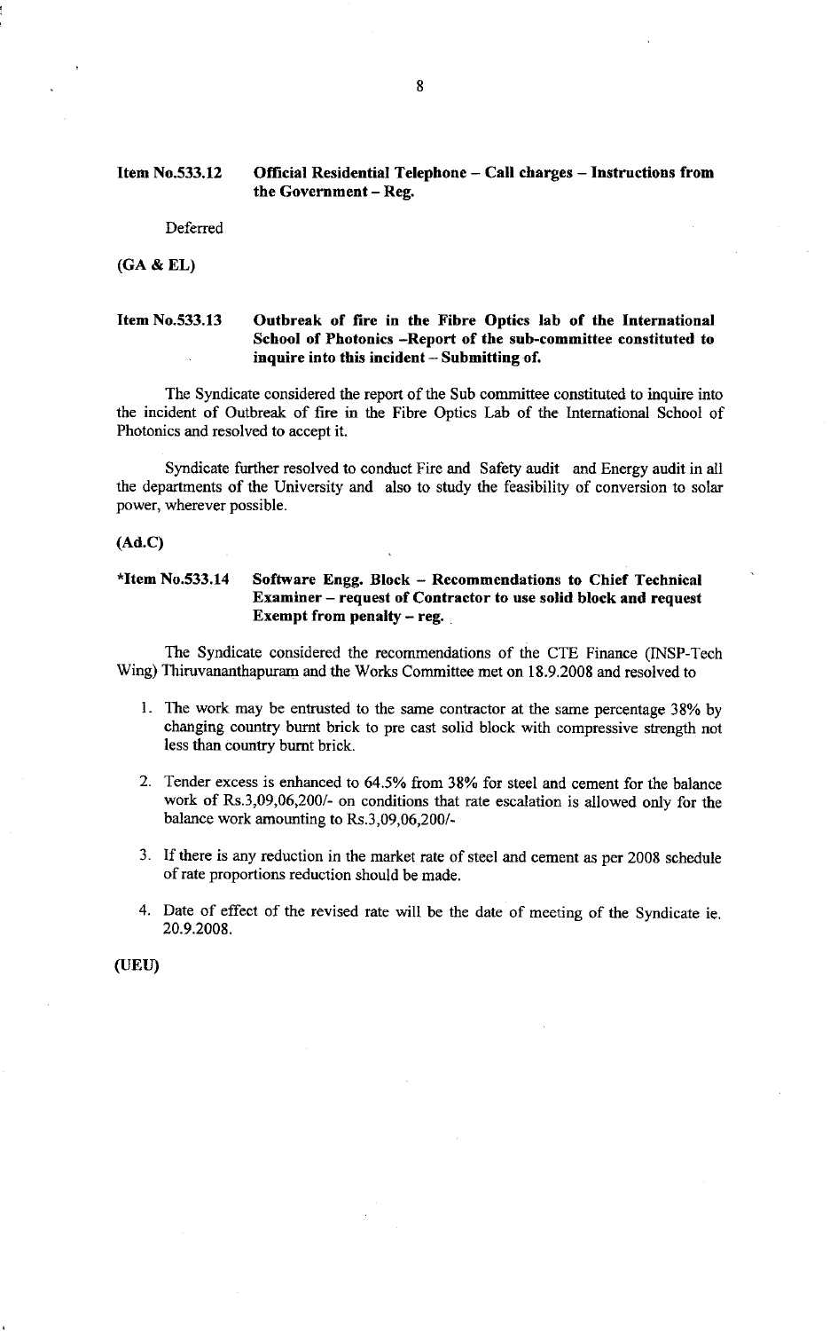**Item No.533.12 Official Residential Telephone – Call charges – Instructions from the Government – Reg.**

Deferred

**(GA & EL)**

**Item No.533.13 Outbreak of fire in the Fibre Optics lab of the International School of Photonics –Report of the sub-committee constituted to inquire into this incident – Submitting of.**

The Syndicate considered the report of the Sub committee constituted to inquire into the incident of Outbreak of fire in the Fibre Optics Lab of the International School of Photonics and resolved to accept it.

Syndicate further resolved to conduct Fire and Safety audit and Energy audit in all the departments of the University and also to study the feasibility of conversion to solar power, wherever possible.

**(Ad.C)**

**\*Item No.533.14 Software Engg. Block – Recommendations to Chief Technical Examiner – request of Contractor to use solid block and request Exempt from penalty – reg.**

The Syndicate considered the recommendations of the CTE Finance (INSP-Tech Wing) Thiruvananthapuram and the Works Committee met on 18.9.2008 and resolved to

1. The work may be entrusted to the same contractor at the same percentage 38% by changing country burnt brick to pre cast solid block with compressive strength not less than country burnt brick.
2. Tender excess is enhanced to 64.5% from 38% for steel and cement for the balance work of Rs.3,09,06,200/- on conditions that rate escalation is allowed only for the balance work amounting to Rs.3,09,06,200/-
3. If there is any reduction in the market rate of steel and cement as per 2008 schedule of rate proportions reduction should be made.
4. Date of effect of the revised rate will be the date of meeting of the Syndicate ie. 20.9.2008.

**(UEU)**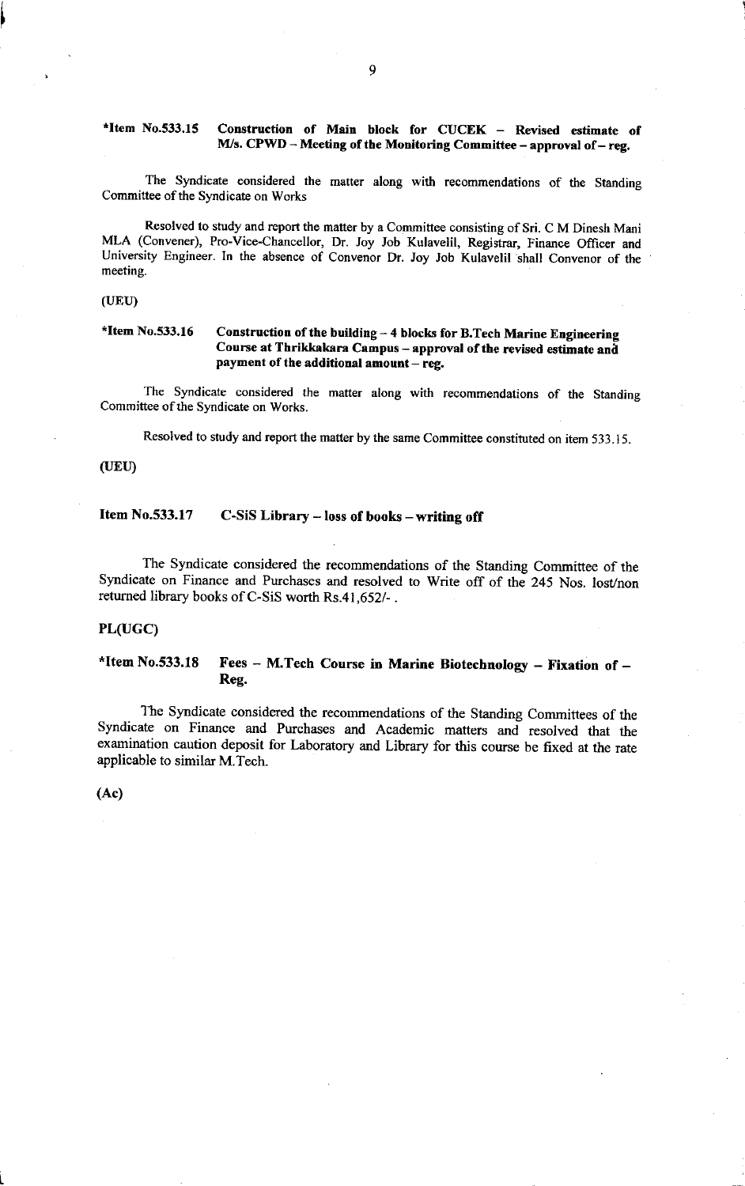**\*Item No.533.15 Construction of Main block for CUCEK – Revised estimate of M/s. CPWD – Meeting of the Monitoring Committee – approval of – reg.**

The Syndicate considered the matter along with recommendations of the Standing Committee of the Syndicate on Works

Resolved to study and report the matter by a Committee consisting of Sri. C M Dinesh Mani MLA (Convener), Pro-Vice-Chancellor, Dr. Joy Job Kulavelil, Registrar, Finance Officer and University Engineer. In the absence of Convenor Dr. Joy Job Kulavelil shall Convenor of the meeting.

(UEU)

**\*Item No.533.16 Construction of the building – 4 blocks for B.Tech Marine Engineering Course at Thrikkakara Campus – approval of the revised estimate and payment of the additional amount – reg.**

The Syndicate considered the matter along with recommendations of the Standing Committee of the Syndicate on Works.

Resolved to study and report the matter by the same Committee constituted on item 533.15.

(UEU)

**Item No.533.17 C-SiS Library – loss of books – writing off**

The Syndicate considered the recommendations of the Standing Committee of the Syndicate on Finance and Purchases and resolved to Write off of the 245 Nos. lost/non returned library books of C-SiS worth Rs.41,652/- .

PL(UGC)

**\*Item No.533.18 Fees – M.Tech Course in Marine Biotechnology – Fixation of – Reg.**

The Syndicate considered the recommendations of the Standing Committees of the Syndicate on Finance and Purchases and Academic matters and resolved that the examination caution deposit for Laboratory and Library for this course be fixed at the rate applicable to similar M.Tech.

(Ac)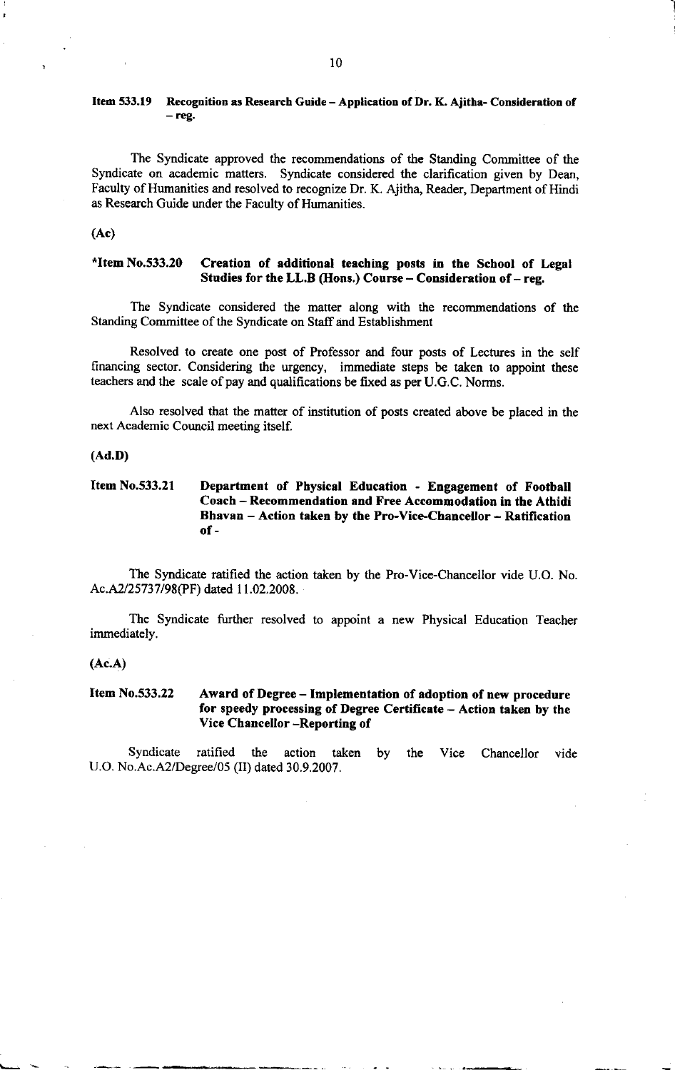**Item 533.19 Recognition as Research Guide – Application of Dr. K. Ajitha- Consideration of – reg.**

The Syndicate approved the recommendations of the Standing Committee of the Syndicate on academic matters. Syndicate considered the clarification given by Dean, Faculty of Humanities and resolved to recognize Dr. K. Ajitha, Reader, Department of Hindi as Research Guide under the Faculty of Humanities.

**(Ac)**

***Item No.533.20 Creation of additional teaching posts in the School of Legal Studies for the LL.B (Hons.) Course – Consideration of – reg.**

The Syndicate considered the matter along with the recommendations of the Standing Committee of the Syndicate on Staff and Establishment

Resolved to create one post of Professor and four posts of Lectures in the self financing sector. Considering the urgency, immediate steps be taken to appoint these teachers and the scale of pay and qualifications be fixed as per U.G.C. Norms.

Also resolved that the matter of institution of posts created above be placed in the next Academic Council meeting itself.

**(Ad.D)**

**Item No.533.21 Department of Physical Education - Engagement of Football Coach – Recommendation and Free Accommodation in the Athidi Bhavan – Action taken by the Pro-Vice-Chancellor – Ratification of -**

The Syndicate ratified the action taken by the Pro-Vice-Chancellor vide U.O. No. Ac.A2/25737/98(PF) dated 11.02.2008.

The Syndicate further resolved to appoint a new Physical Education Teacher immediately.

**(Ac.A)**

**Item No.533.22 Award of Degree – Implementation of adoption of new procedure for speedy processing of Degree Certificate – Action taken by the Vice Chancellor –Reporting of**

Syndicate ratified the action taken by the Vice Chancellor vide U.O. No.Ac.A2/Degree/05 (II) dated 30.9.2007.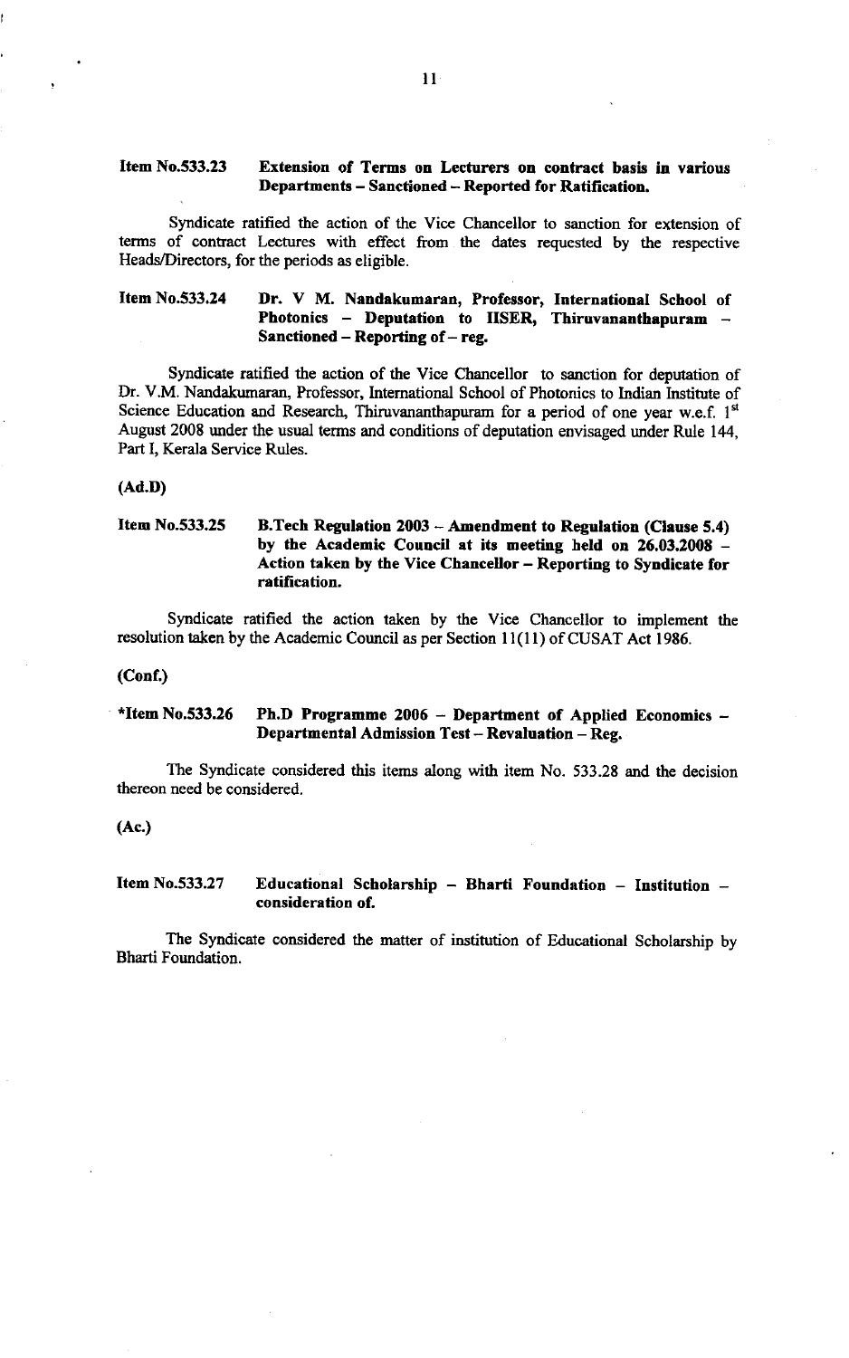**Item No.533.23 Extension of Terms on Lecturers on contract basis in various Departments – Sanctioned – Reported for Ratification.**

Syndicate ratified the action of the Vice Chancellor to sanction for extension of terms of contract Lectures with effect from the dates requested by the respective Heads/Directors, for the periods as eligible.

**Item No.533.24 Dr. V M. Nandakumaran, Professor, International School of Photonics – Deputation to IISER, Thiruvananthapuram – Sanctioned – Reporting of – reg.**

Syndicate ratified the action of the Vice Chancellor to sanction for deputation of Dr. V.M. Nandakumaran, Professor, International School of Photonics to Indian Institute of Science Education and Research, Thiruvananthapuram for a period of one year w.e.f. 1st August 2008 under the usual terms and conditions of deputation envisaged under Rule 144, Part I, Kerala Service Rules.

**(Ad.D)**

**Item No.533.25 B.Tech Regulation 2003 – Amendment to Regulation (Clause 5.4) by the Academic Council at its meeting held on 26.03.2008 – Action taken by the Vice Chancellor – Reporting to Syndicate for ratification.**

Syndicate ratified the action taken by the Vice Chancellor to implement the resolution taken by the Academic Council as per Section 11(11) of CUSAT Act 1986.

**(Conf.)**

**\*Item No.533.26 Ph.D Programme 2006 – Department of Applied Economics – Departmental Admission Test – Revaluation – Reg.**

The Syndicate considered this items along with item No. 533.28 and the decision thereon need be considered.

**(Ac.)**

**Item No.533.27 Educational Scholarship – Bharti Foundation – Institution – consideration of.**

The Syndicate considered the matter of institution of Educational Scholarship by Bharti Foundation.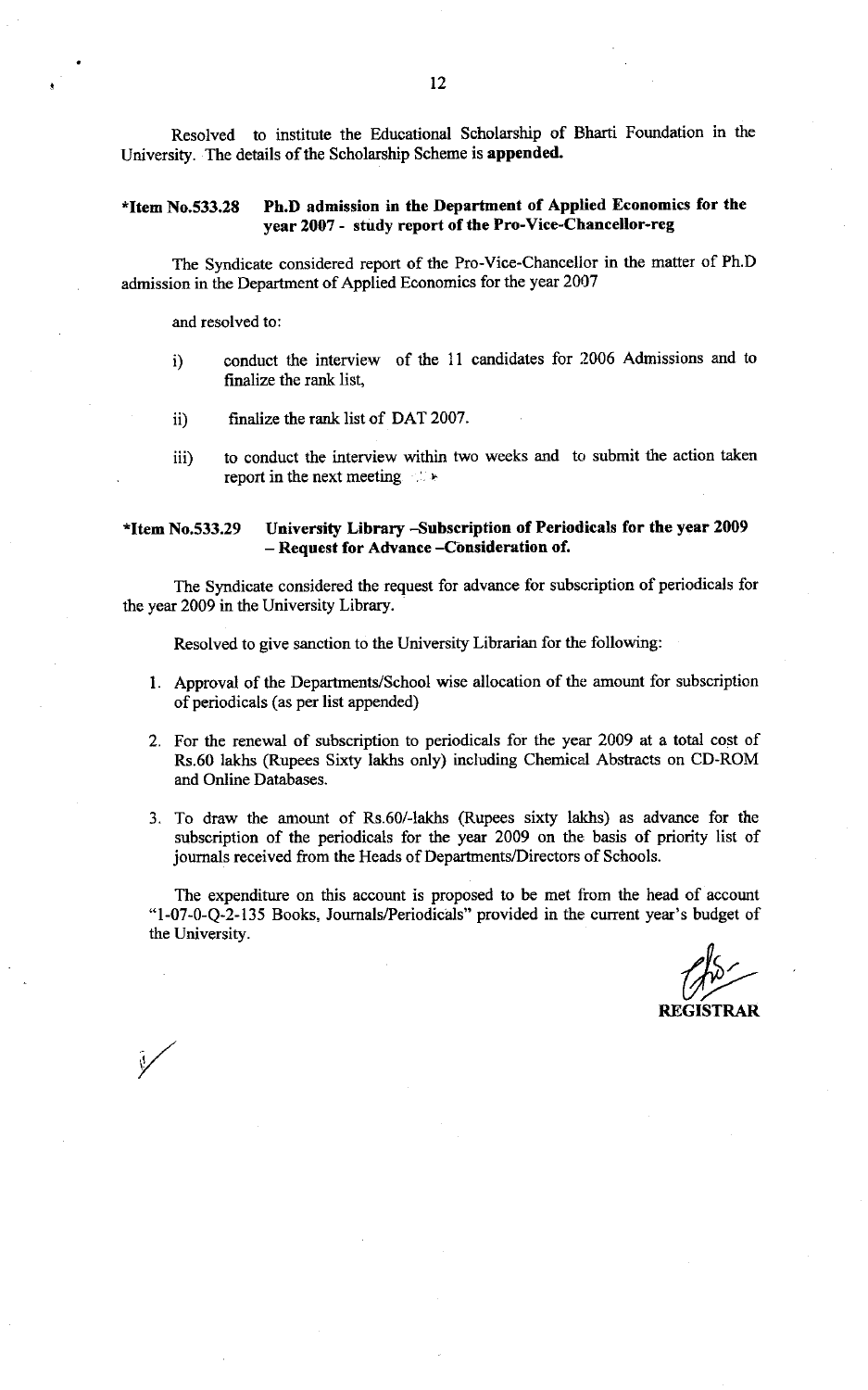Resolved to institute the Educational Scholarship of Bharti Foundation in the University. The details of the Scholarship Scheme is **appended.**

### *Item No.533.28 Ph.D admission in the Department of Applied Economics for the year 2007 - study report of the Pro-Vice-Chancellor-reg

The Syndicate considered report of the Pro-Vice-Chancellor in the matter of Ph.D admission in the Department of Applied Economics for the year 2007

and resolved to:

i) conduct the interview of the 11 candidates for 2006 Admissions and to finalize the rank list,

ii) finalize the rank list of DAT 2007.

iii) to conduct the interview within two weeks and to submit the action taken report in the next meeting

### *Item No.533.29 University Library –Subscription of Periodicals for the year 2009 – Request for Advance –Consideration of.

The Syndicate considered the request for advance for subscription of periodicals for the year 2009 in the University Library.

Resolved to give sanction to the University Librarian for the following:

1. Approval of the Departments/School wise allocation of the amount for subscription of periodicals (as per list appended)
2. For the renewal of subscription to periodicals for the year 2009 at a total cost of Rs.60 lakhs (Rupees Sixty lakhs only) including Chemical Abstracts on CD-ROM and Online Databases.
3. To draw the amount of Rs.60/-lakhs (Rupees sixty lakhs) as advance for the subscription of the periodicals for the year 2009 on the basis of priority list of journals received from the Heads of Departments/Directors of Schools.

The expenditure on this account is proposed to be met from the head of account "1-07-0-Q-2-135 Books, Journals/Periodicals" provided in the current year's budget of the University.

**REGISTRAR**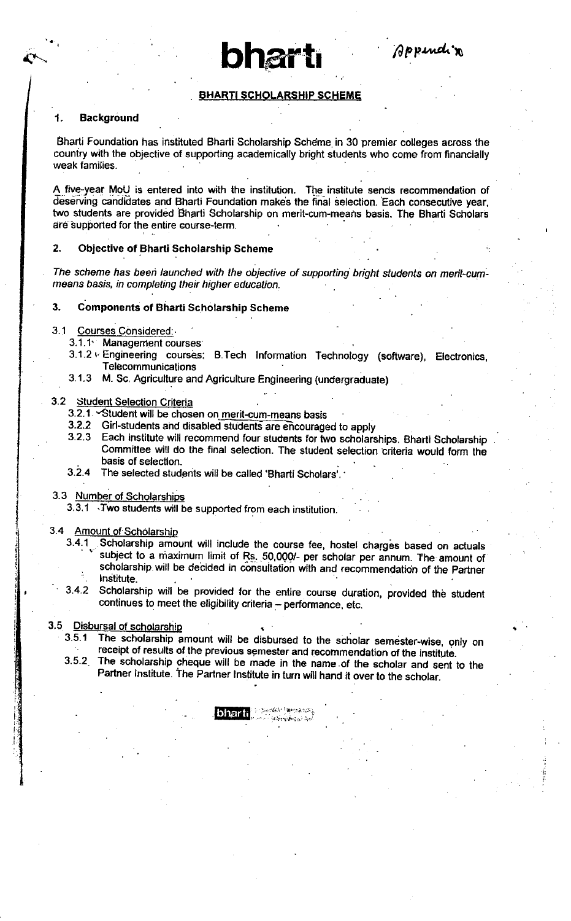bharti

Appendix

## BHARTI SCHOLARSHIP SCHEME

### 1. Background

Bharti Foundation has instituted Bharti Scholarship Scheme in 30 premier colleges across the country with the objective of supporting academically bright students who come from financially weak families.

A five-year MoU is entered into with the institution. The institute sends recommendation of deserving candidates and Bharti Foundation makes the final selection. Each consecutive year, two students are provided Bharti Scholarship on merit-cum-means basis. The Bharti Scholars are supported for the entire course-term.

### 2. Objective of Bharti Scholarship Scheme

*The scheme has been launched with the objective of supporting bright students on merit-cum-means basis, in completing their higher education.*

### 3. Components of Bharti Scholarship Scheme

3.1 Courses Considered:

- 3.1.1 Management courses
- 3.1.2 Engineering courses: B.Tech Information Technology (software), Electronics, Telecommunications
- 3.1.3 M. Sc. Agriculture and Agriculture Engineering (undergraduate)

3.2 Student Selection Criteria

- 3.2.1 Student will be chosen on merit-cum-means basis
- 3.2.2 Girl-students and disabled students are encouraged to apply
- 3.2.3 Each institute will recommend four students for two scholarships. Bharti Scholarship Committee will do the final selection. The student selection criteria would form the basis of selection.
- 3.2.4 The selected students will be called 'Bharti Scholars'.

3.3 Number of Scholarships

- 3.3.1 Two students will be supported from each institution.

3.4 Amount of Scholarship

- 3.4.1 Scholarship amount will include the course fee, hostel charges based on actuals subject to a maximum limit of Rs. 50,000/- per scholar per annum. The amount of scholarship will be decided in consultation with and recommendation of the Partner Institute.
- 3.4.2 Scholarship will be provided for the entire course duration, provided the student continues to meet the eligibility criteria – performance, etc.

3.5 Disbursal of scholarship

- 3.5.1 The scholarship amount will be disbursed to the scholar semester-wise, only on receipt of results of the previous semester and recommendation of the Institute.
- 3.5.2 The scholarship cheque will be made in the name of the scholar and sent to the Partner Institute. The Partner Institute in turn will hand it over to the scholar.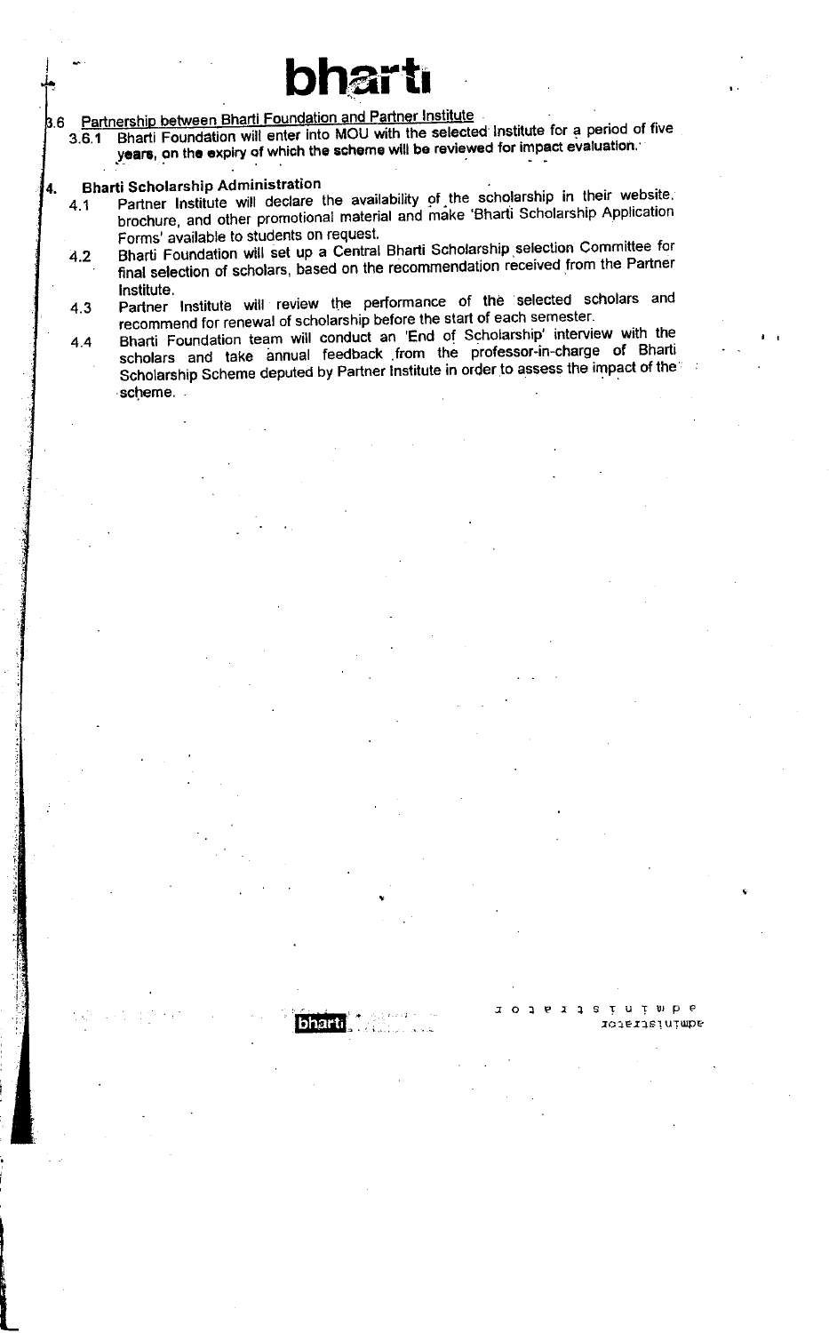3.6 Partnership between Bharti Foundation and Partner Institute

3.6.1 Bharti Foundation will enter into MOU with the selected Institute for a period of five **years, on the expiry of which the scheme will be reviewed for impact evaluation.**

## 4. Bharti Scholarship Administration

4.1 Partner Institute will declare the availability of the scholarship in their website, brochure, and other promotional material and make 'Bharti Scholarship Application Forms' available to students on request.

4.2 Bharti Foundation will set up a Central Bharti Scholarship selection Committee for final selection of scholars, based on the recommendation received from the Partner Institute.

4.3 Partner Institute will review the performance of the selected scholars and recommend for renewal of scholarship before the start of each semester.

4.4 Bharti Foundation team will conduct an 'End of Scholarship' interview with the scholars and take annual feedback from the professor-in-charge of Bharti Scholarship Scheme deputed by Partner Institute in order to assess the impact of the scheme.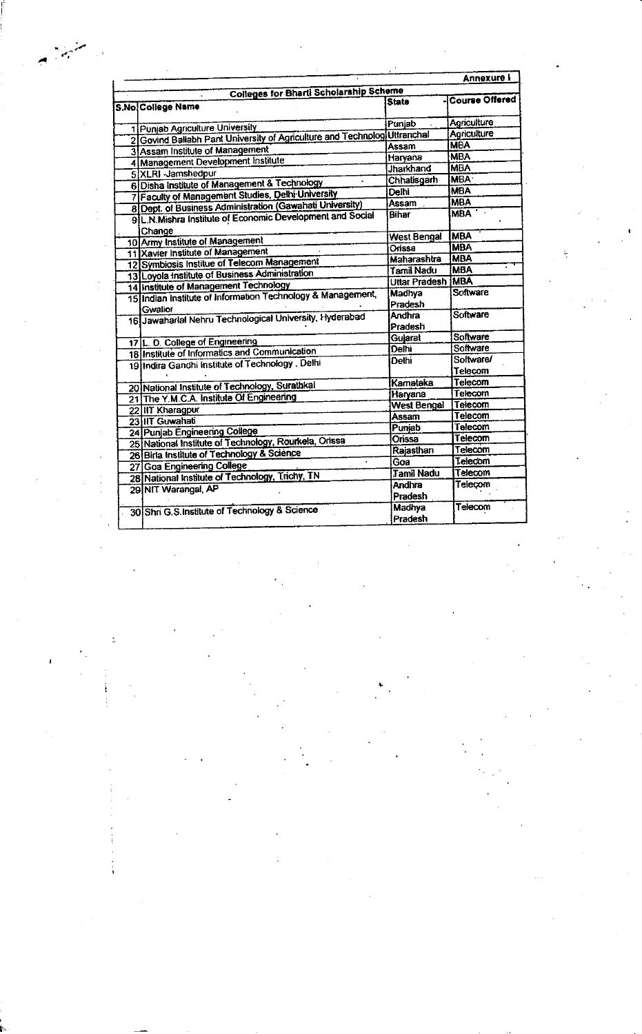**Annexure I**

## Colleges for Bharti Scholarship Scheme

| S.No | College Name | State | Course Offered |
|---|---|---|---|
| 1 | Punjab Agriculture University | Punjab | Agriculture |
| 2 | Govind Ballabh Pant University of Agriculture and Technolog | Uttranchal | Agriculture |
| 3 | Assam Institute of Management | Assam | MBA |
| 4 | Management Development Institute | Haryana | MBA |
| 5 | XLRI -Jamshedpur | Jharkhand | MBA |
| 6 | Disha Institute of Management & Technology | Chhatisgarh | MBA |
| 7 | Faculty of Management Studies, Delhi University | Delhi | MBA |
| 8 | Dept. of Business Administration (Gawahati University) | Assam | MBA |
| 9 | L.N.Mishra Institute of Economic Development and Social Change | Bihar | MBA |
| 10 | Army Institute of Management | West Bengal | MBA |
| 11 | Xavier Institute of Management | Orissa | MBA |
| 12 | Symbiosis Institue of Telecom Management | Maharashtra | MBA |
| 13 | Loyola Institute of Business Administration | Tamil Nadu | MBA |
| 14 | Institute of Management Technology | Uttar Pradesh | MBA |
| 15 | Indian Institute of Information Technology & Management, Gwalior | Madhya Pradesh | Software |
| 16 | Jawaharlal Nehru Technological University, Hyderabad | Andhra Pradesh | Software |
| 17 | L. D. College of Engineering | Gujarat | Software |
| 18 | Institute of Informatics and Communication | Delhi | Software |
| 19 | Indira Gandhi Institute of Technology . Delhi | Delhi | Software/ Telecom |
| 20 | National Institute of Technology, Surathkal | Karnataka | Telecom |
| 21 | The Y.M.C.A. Institute Of Engineering | Haryana | Telecom |
| 22 | IIT Kharagpur | West Bengal | Telecom |
| 23 | IIT Guwahati | Assam | Telecom |
| 24 | Punjab Engineering College | Punjab | Telecom |
| 25 | National Institute of Technology, Rourkela, Orissa | Orissa | Telecom |
| 26 | Birla Institute of Technology & Science | Rajasthan | Telecom |
| 27 | Goa Engineering College | Goa | Telecom |
| 28 | National Institute of Technology, Trichy, TN | Tamil Nadu | Telecom |
| 29 | NIT Warangal, AP | Andhra Pradesh | Telecom |
| 30 | Shri G.S.Institute of Technology & Science | Madhya Pradesh | Telecom |